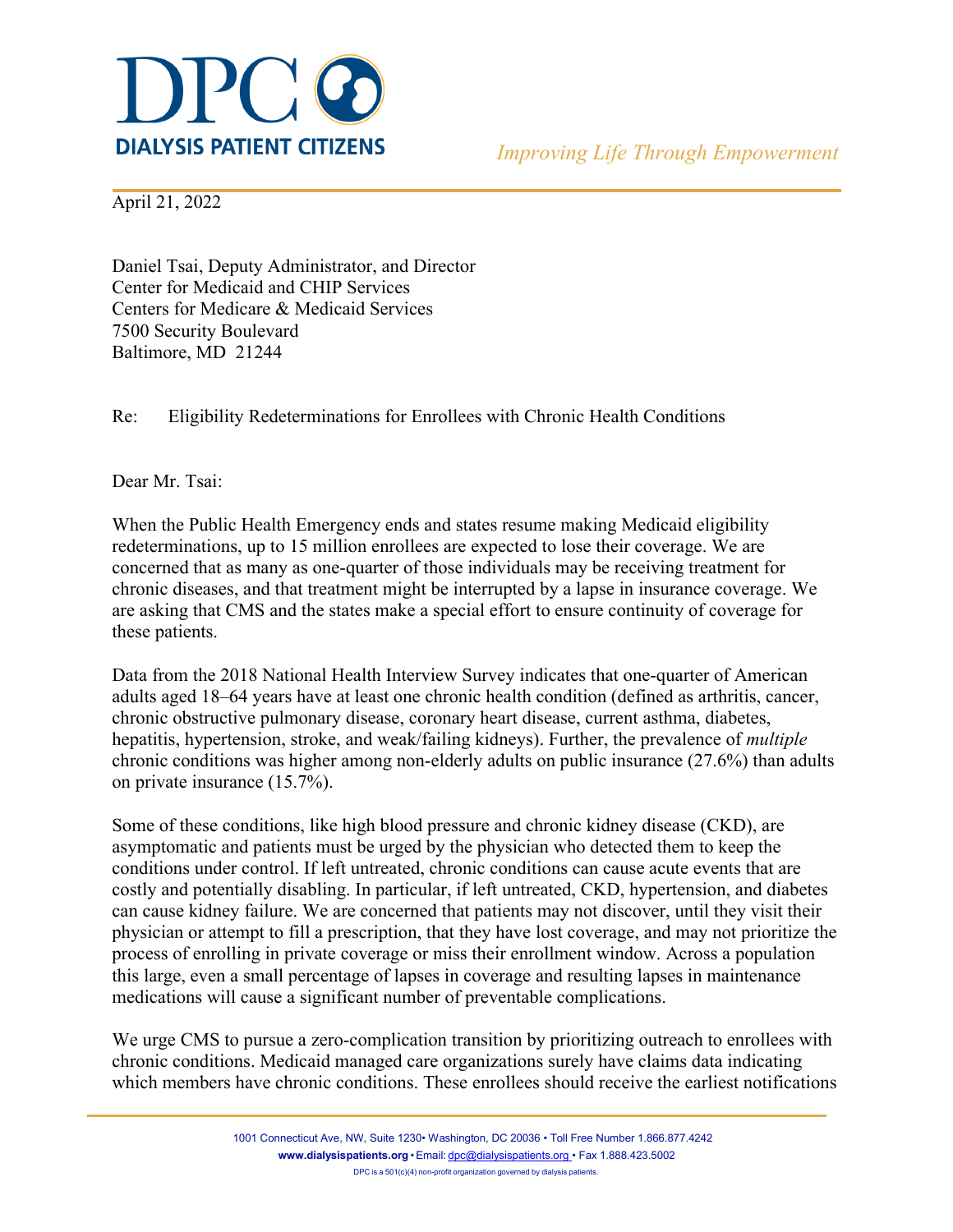# DPC DIALYSIS PATIENT CITIZENS

*Improving Life Through Empowerment*

April 21, 2022

Daniel Tsai, Deputy Administrator, and Director
Center for Medicaid and CHIP Services
Centers for Medicare & Medicaid Services
7500 Security Boulevard
Baltimore, MD 21244

Re: Eligibility Redeterminations for Enrollees with Chronic Health Conditions

Dear Mr. Tsai:

When the Public Health Emergency ends and states resume making Medicaid eligibility redeterminations, up to 15 million enrollees are expected to lose their coverage. We are concerned that as many as one-quarter of those individuals may be receiving treatment for chronic diseases, and that treatment might be interrupted by a lapse in insurance coverage. We are asking that CMS and the states make a special effort to ensure continuity of coverage for these patients.

Data from the 2018 National Health Interview Survey indicates that one-quarter of American adults aged 18–64 years have at least one chronic health condition (defined as arthritis, cancer, chronic obstructive pulmonary disease, coronary heart disease, current asthma, diabetes, hepatitis, hypertension, stroke, and weak/failing kidneys). Further, the prevalence of *multiple* chronic conditions was higher among non-elderly adults on public insurance (27.6%) than adults on private insurance (15.7%).

Some of these conditions, like high blood pressure and chronic kidney disease (CKD), are asymptomatic and patients must be urged by the physician who detected them to keep the conditions under control. If left untreated, chronic conditions can cause acute events that are costly and potentially disabling. In particular, if left untreated, CKD, hypertension, and diabetes can cause kidney failure. We are concerned that patients may not discover, until they visit their physician or attempt to fill a prescription, that they have lost coverage, and may not prioritize the process of enrolling in private coverage or miss their enrollment window. Across a population this large, even a small percentage of lapses in coverage and resulting lapses in maintenance medications will cause a significant number of preventable complications.

We urge CMS to pursue a zero-complication transition by prioritizing outreach to enrollees with chronic conditions. Medicaid managed care organizations surely have claims data indicating which members have chronic conditions. These enrollees should receive the earliest notifications

1001 Connecticut Ave, NW, Suite 1230• Washington, DC 20036 • Toll Free Number 1.866.877.4242
**www.dialysispatients.org** • Email: dpc@dialysispatients.org • Fax 1.888.423.5002
DPC is a 501(c)(4) non-profit organization governed by dialysis patients.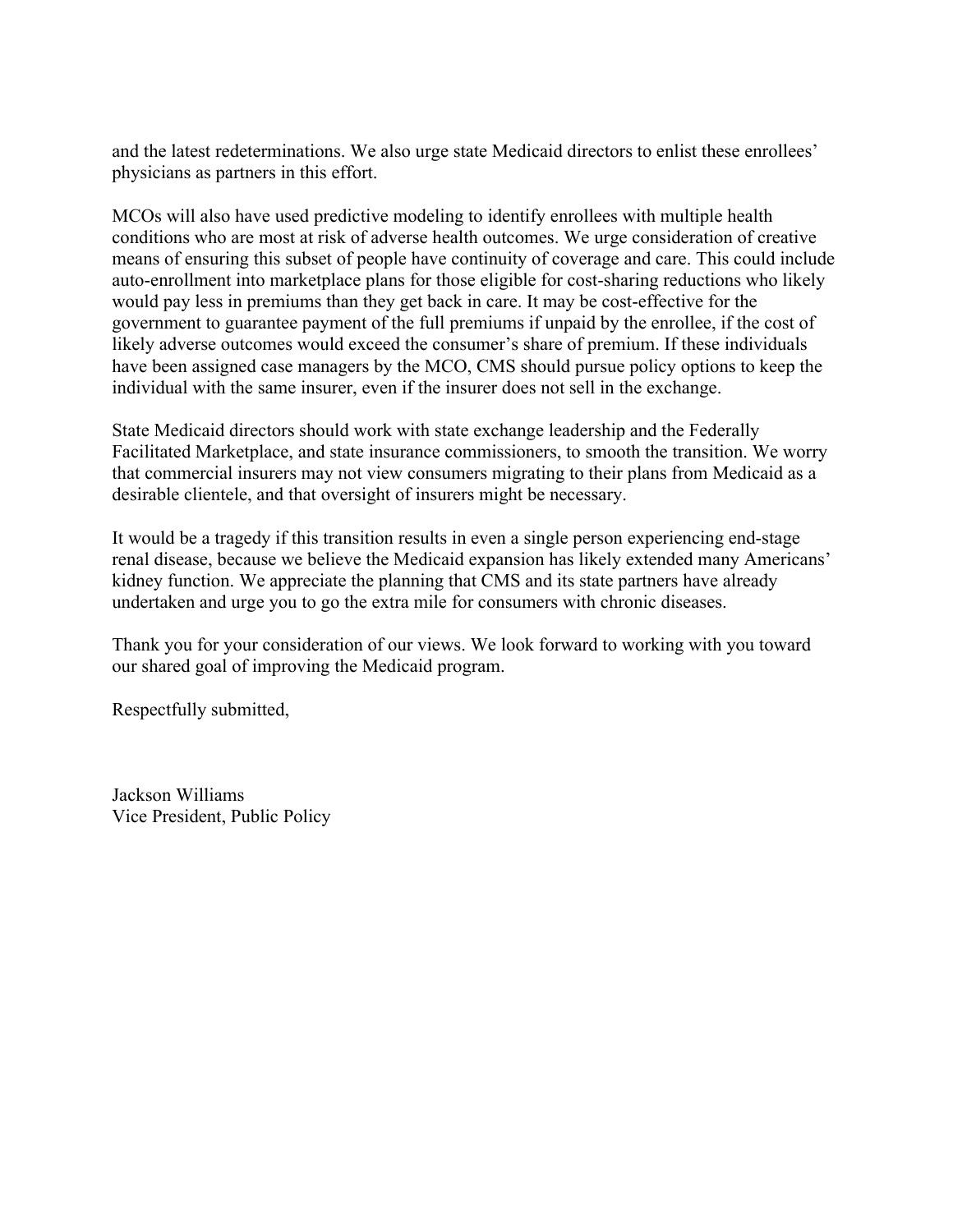and the latest redeterminations. We also urge state Medicaid directors to enlist these enrollees' physicians as partners in this effort.

MCOs will also have used predictive modeling to identify enrollees with multiple health conditions who are most at risk of adverse health outcomes. We urge consideration of creative means of ensuring this subset of people have continuity of coverage and care. This could include auto-enrollment into marketplace plans for those eligible for cost-sharing reductions who likely would pay less in premiums than they get back in care. It may be cost-effective for the government to guarantee payment of the full premiums if unpaid by the enrollee, if the cost of likely adverse outcomes would exceed the consumer's share of premium. If these individuals have been assigned case managers by the MCO, CMS should pursue policy options to keep the individual with the same insurer, even if the insurer does not sell in the exchange.

State Medicaid directors should work with state exchange leadership and the Federally Facilitated Marketplace, and state insurance commissioners, to smooth the transition. We worry that commercial insurers may not view consumers migrating to their plans from Medicaid as a desirable clientele, and that oversight of insurers might be necessary.

It would be a tragedy if this transition results in even a single person experiencing end-stage renal disease, because we believe the Medicaid expansion has likely extended many Americans' kidney function. We appreciate the planning that CMS and its state partners have already undertaken and urge you to go the extra mile for consumers with chronic diseases.

Thank you for your consideration of our views. We look forward to working with you toward our shared goal of improving the Medicaid program.

Respectfully submitted,

Jackson Williams
Vice President, Public Policy